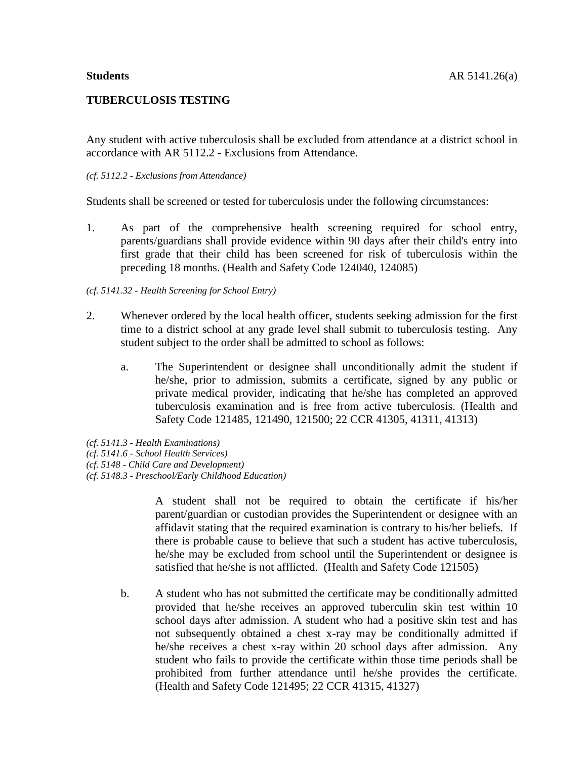**Students** AR 5141.26(a)

## TUBERCULOSIS TESTING

Any student with active tuberculosis shall be excluded from attendance at a district school in accordance with AR 5112.2 - Exclusions from Attendance.

*(cf. 5112.2 - Exclusions from Attendance)*

Students shall be screened or tested for tuberculosis under the following circumstances:

1. As part of the comprehensive health screening required for school entry, parents/guardians shall provide evidence within 90 days after their child's entry into first grade that their child has been screened for risk of tuberculosis within the preceding 18 months. (Health and Safety Code 124040, 124085)

*(cf. 5141.32 - Health Screening for School Entry)*

2. Whenever ordered by the local health officer, students seeking admission for the first time to a district school at any grade level shall submit to tuberculosis testing. Any student subject to the order shall be admitted to school as follows:

   a. The Superintendent or designee shall unconditionally admit the student if he/she, prior to admission, submits a certificate, signed by any public or private medical provider, indicating that he/she has completed an approved tuberculosis examination and is free from active tuberculosis. (Health and Safety Code 121485, 121490, 121500; 22 CCR 41305, 41311, 41313)

*(cf. 5141.3 - Health Examinations)*
*(cf. 5141.6 - School Health Services)*
*(cf. 5148 - Child Care and Development)*
*(cf. 5148.3 - Preschool/Early Childhood Education)*

   A student shall not be required to obtain the certificate if his/her parent/guardian or custodian provides the Superintendent or designee with an affidavit stating that the required examination is contrary to his/her beliefs. If there is probable cause to believe that such a student has active tuberculosis, he/she may be excluded from school until the Superintendent or designee is satisfied that he/she is not afflicted. (Health and Safety Code 121505)

   b. A student who has not submitted the certificate may be conditionally admitted provided that he/she receives an approved tuberculin skin test within 10 school days after admission. A student who had a positive skin test and has not subsequently obtained a chest x-ray may be conditionally admitted if he/she receives a chest x-ray within 20 school days after admission. Any student who fails to provide the certificate within those time periods shall be prohibited from further attendance until he/she provides the certificate. (Health and Safety Code 121495; 22 CCR 41315, 41327)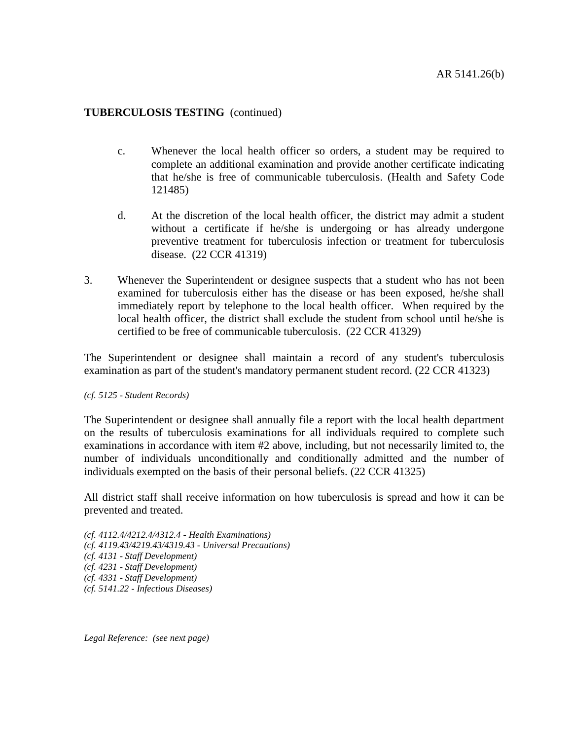**TUBERCULOSIS TESTING** (continued)

c. Whenever the local health officer so orders, a student may be required to complete an additional examination and provide another certificate indicating that he/she is free of communicable tuberculosis. (Health and Safety Code 121485)

d. At the discretion of the local health officer, the district may admit a student without a certificate if he/she is undergoing or has already undergone preventive treatment for tuberculosis infection or treatment for tuberculosis disease. (22 CCR 41319)

3. Whenever the Superintendent or designee suspects that a student who has not been examined for tuberculosis either has the disease or has been exposed, he/she shall immediately report by telephone to the local health officer. When required by the local health officer, the district shall exclude the student from school until he/she is certified to be free of communicable tuberculosis. (22 CCR 41329)

The Superintendent or designee shall maintain a record of any student's tuberculosis examination as part of the student's mandatory permanent student record. (22 CCR 41323)

*(cf. 5125 - Student Records)*

The Superintendent or designee shall annually file a report with the local health department on the results of tuberculosis examinations for all individuals required to complete such examinations in accordance with item #2 above, including, but not necessarily limited to, the number of individuals unconditionally and conditionally admitted and the number of individuals exempted on the basis of their personal beliefs. (22 CCR 41325)

All district staff shall receive information on how tuberculosis is spread and how it can be prevented and treated.

*(cf. 4112.4/4212.4/4312.4 - Health Examinations)*
*(cf. 4119.43/4219.43/4319.43 - Universal Precautions)*
*(cf. 4131 - Staff Development)*
*(cf. 4231 - Staff Development)*
*(cf. 4331 - Staff Development)*
*(cf. 5141.22 - Infectious Diseases)*

*Legal Reference: (see next page)*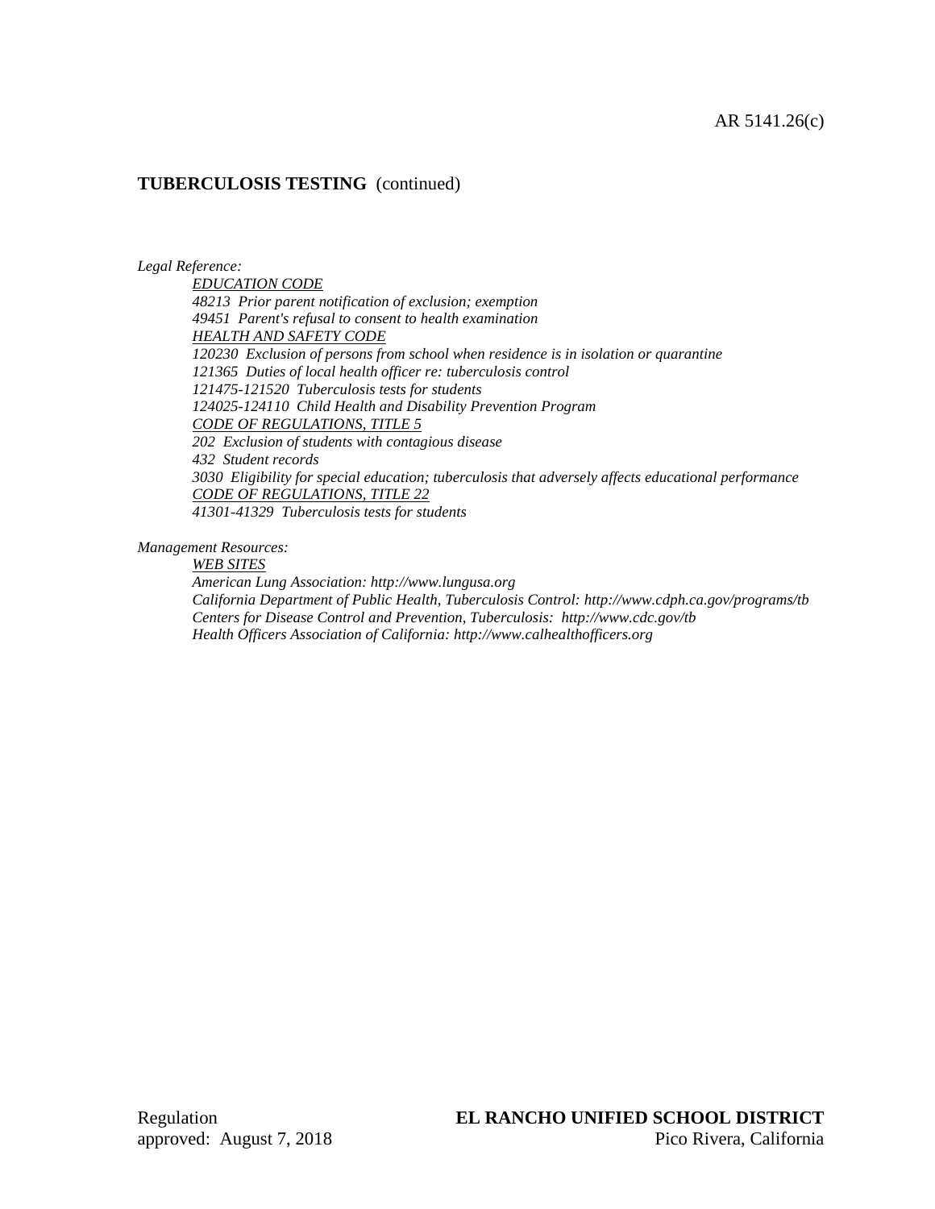**TUBERCULOSIS TESTING** (continued)

*Legal Reference:*

*EDUCATION CODE*

*48213 Prior parent notification of exclusion; exemption*

*49451 Parent's refusal to consent to health examination*

*HEALTH AND SAFETY CODE*

*120230 Exclusion of persons from school when residence is in isolation or quarantine*

*121365 Duties of local health officer re: tuberculosis control*

*121475-121520 Tuberculosis tests for students*

*124025-124110 Child Health and Disability Prevention Program*

*CODE OF REGULATIONS, TITLE 5*

*202 Exclusion of students with contagious disease*

*432 Student records*

*3030 Eligibility for special education; tuberculosis that adversely affects educational performance*

*CODE OF REGULATIONS, TITLE 22*

*41301-41329 Tuberculosis tests for students*

*Management Resources:*

*WEB SITES*

*American Lung Association: http://www.lungusa.org*

*California Department of Public Health, Tuberculosis Control: http://www.cdph.ca.gov/programs/tb*

*Centers for Disease Control and Prevention, Tuberculosis: http://www.cdc.gov/tb*

*Health Officers Association of California: http://www.calhealthofficers.org*

Regulation
approved: August 7, 2018

**EL RANCHO UNIFIED SCHOOL DISTRICT**
Pico Rivera, California